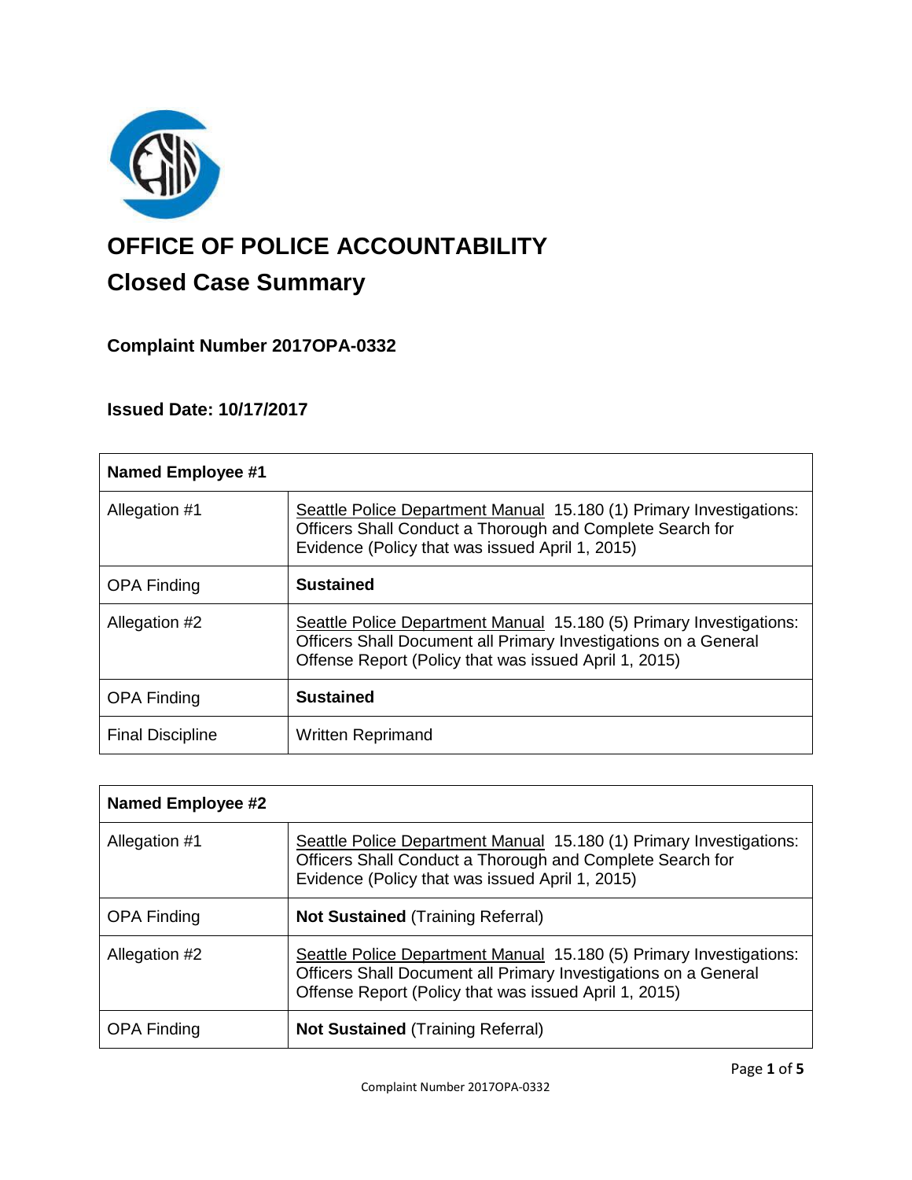# OFFICE OF POLICE ACCOUNTABILITY

## Closed Case Summary

### Complaint Number 2017OPA-0332

### Issued Date: 10/17/2017

| Named Employee #1 | |
|---|---|
| Allegation #1 | Seattle Police Department Manual 15.180 (1) Primary Investigations: Officers Shall Conduct a Thorough and Complete Search for Evidence (Policy that was issued April 1, 2015) |
| OPA Finding | **Sustained** |
| Allegation #2 | Seattle Police Department Manual 15.180 (5) Primary Investigations: Officers Shall Document all Primary Investigations on a General Offense Report (Policy that was issued April 1, 2015) |
| OPA Finding | **Sustained** |
| Final Discipline | Written Reprimand |

| Named Employee #2 | |
|---|---|
| Allegation #1 | Seattle Police Department Manual 15.180 (1) Primary Investigations: Officers Shall Conduct a Thorough and Complete Search for Evidence (Policy that was issued April 1, 2015) |
| OPA Finding | **Not Sustained** (Training Referral) |
| Allegation #2 | Seattle Police Department Manual 15.180 (5) Primary Investigations: Officers Shall Document all Primary Investigations on a General Offense Report (Policy that was issued April 1, 2015) |
| OPA Finding | **Not Sustained** (Training Referral) |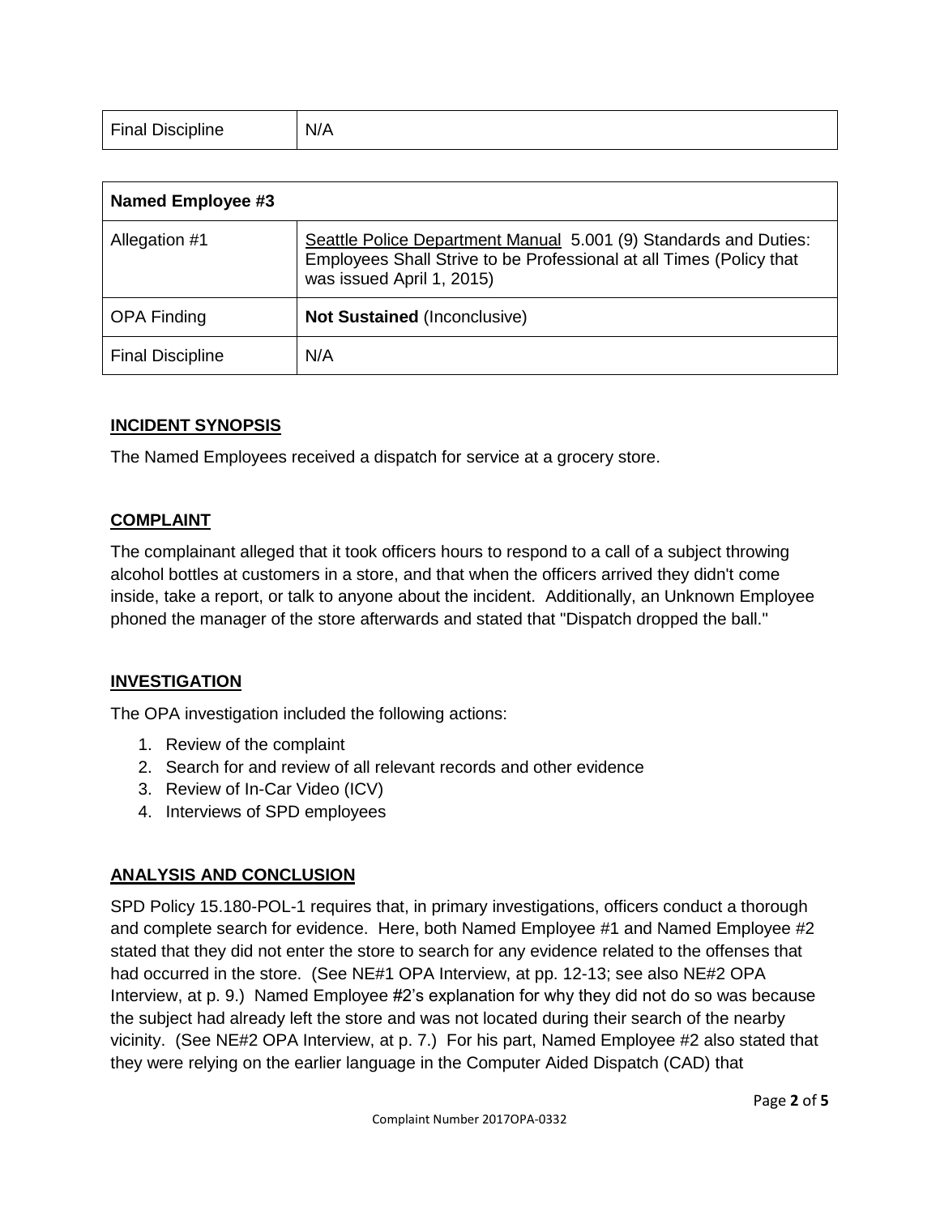| Final Discipline | N/A |
|---|---|

| Named Employee #3 | |
|---|---|
| Allegation #1 | Seattle Police Department Manual 5.001 (9) Standards and Duties: Employees Shall Strive to be Professional at all Times (Policy that was issued April 1, 2015) |
| OPA Finding | **Not Sustained** (Inconclusive) |
| Final Discipline | N/A |

## INCIDENT SYNOPSIS

The Named Employees received a dispatch for service at a grocery store.

## COMPLAINT

The complainant alleged that it took officers hours to respond to a call of a subject throwing alcohol bottles at customers in a store, and that when the officers arrived they didn't come inside, take a report, or talk to anyone about the incident. Additionally, an Unknown Employee phoned the manager of the store afterwards and stated that "Dispatch dropped the ball."

## INVESTIGATION

The OPA investigation included the following actions:

1. Review of the complaint
2. Search for and review of all relevant records and other evidence
3. Review of In-Car Video (ICV)
4. Interviews of SPD employees

## ANALYSIS AND CONCLUSION

SPD Policy 15.180-POL-1 requires that, in primary investigations, officers conduct a thorough and complete search for evidence. Here, both Named Employee #1 and Named Employee #2 stated that they did not enter the store to search for any evidence related to the offenses that had occurred in the store. (See NE#1 OPA Interview, at pp. 12-13; see also NE#2 OPA Interview, at p. 9.) Named Employee #2's explanation for why they did not do so was because the subject had already left the store and was not located during their search of the nearby vicinity. (See NE#2 OPA Interview, at p. 7.) For his part, Named Employee #2 also stated that they were relying on the earlier language in the Computer Aided Dispatch (CAD) that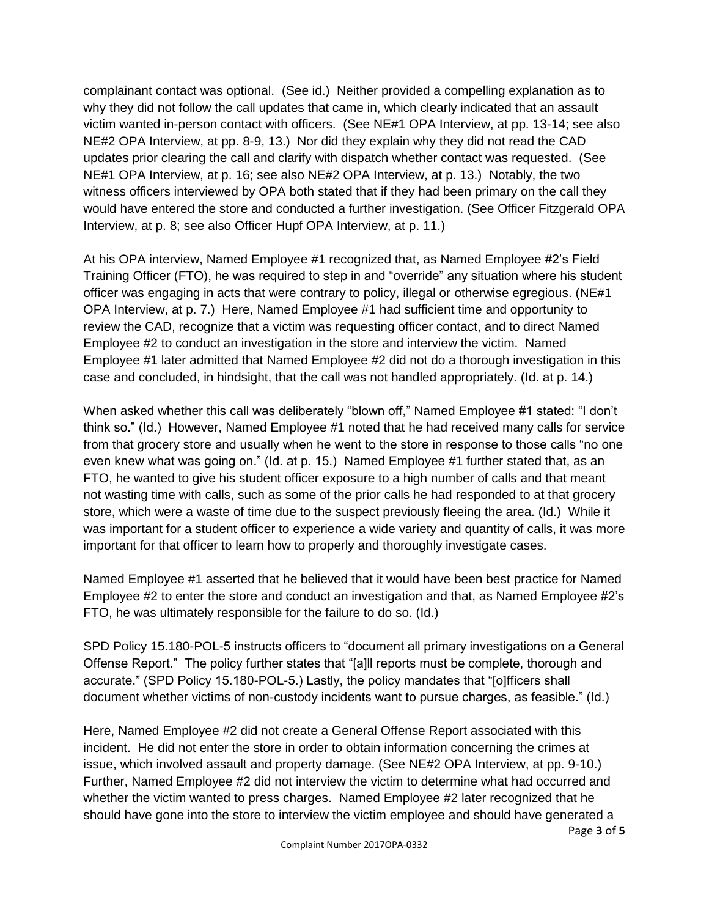complainant contact was optional. (See id.) Neither provided a compelling explanation as to why they did not follow the call updates that came in, which clearly indicated that an assault victim wanted in-person contact with officers. (See NE#1 OPA Interview, at pp. 13-14; see also NE#2 OPA Interview, at pp. 8-9, 13.) Nor did they explain why they did not read the CAD updates prior clearing the call and clarify with dispatch whether contact was requested. (See NE#1 OPA Interview, at p. 16; see also NE#2 OPA Interview, at p. 13.) Notably, the two witness officers interviewed by OPA both stated that if they had been primary on the call they would have entered the store and conducted a further investigation. (See Officer Fitzgerald OPA Interview, at p. 8; see also Officer Hupf OPA Interview, at p. 11.)

At his OPA interview, Named Employee #1 recognized that, as Named Employee #2's Field Training Officer (FTO), he was required to step in and "override" any situation where his student officer was engaging in acts that were contrary to policy, illegal or otherwise egregious. (NE#1 OPA Interview, at p. 7.) Here, Named Employee #1 had sufficient time and opportunity to review the CAD, recognize that a victim was requesting officer contact, and to direct Named Employee #2 to conduct an investigation in the store and interview the victim. Named Employee #1 later admitted that Named Employee #2 did not do a thorough investigation in this case and concluded, in hindsight, that the call was not handled appropriately. (Id. at p. 14.)

When asked whether this call was deliberately "blown off," Named Employee #1 stated: "I don't think so." (Id.) However, Named Employee #1 noted that he had received many calls for service from that grocery store and usually when he went to the store in response to those calls "no one even knew what was going on." (Id. at p. 15.) Named Employee #1 further stated that, as an FTO, he wanted to give his student officer exposure to a high number of calls and that meant not wasting time with calls, such as some of the prior calls he had responded to at that grocery store, which were a waste of time due to the suspect previously fleeing the area. (Id.) While it was important for a student officer to experience a wide variety and quantity of calls, it was more important for that officer to learn how to properly and thoroughly investigate cases.

Named Employee #1 asserted that he believed that it would have been best practice for Named Employee #2 to enter the store and conduct an investigation and that, as Named Employee #2's FTO, he was ultimately responsible for the failure to do so. (Id.)

SPD Policy 15.180-POL-5 instructs officers to "document all primary investigations on a General Offense Report." The policy further states that "[a]ll reports must be complete, thorough and accurate." (SPD Policy 15.180-POL-5.) Lastly, the policy mandates that "[o]fficers shall document whether victims of non-custody incidents want to pursue charges, as feasible." (Id.)

Here, Named Employee #2 did not create a General Offense Report associated with this incident. He did not enter the store in order to obtain information concerning the crimes at issue, which involved assault and property damage. (See NE#2 OPA Interview, at pp. 9-10.) Further, Named Employee #2 did not interview the victim to determine what had occurred and whether the victim wanted to press charges. Named Employee #2 later recognized that he should have gone into the store to interview the victim employee and should have generated a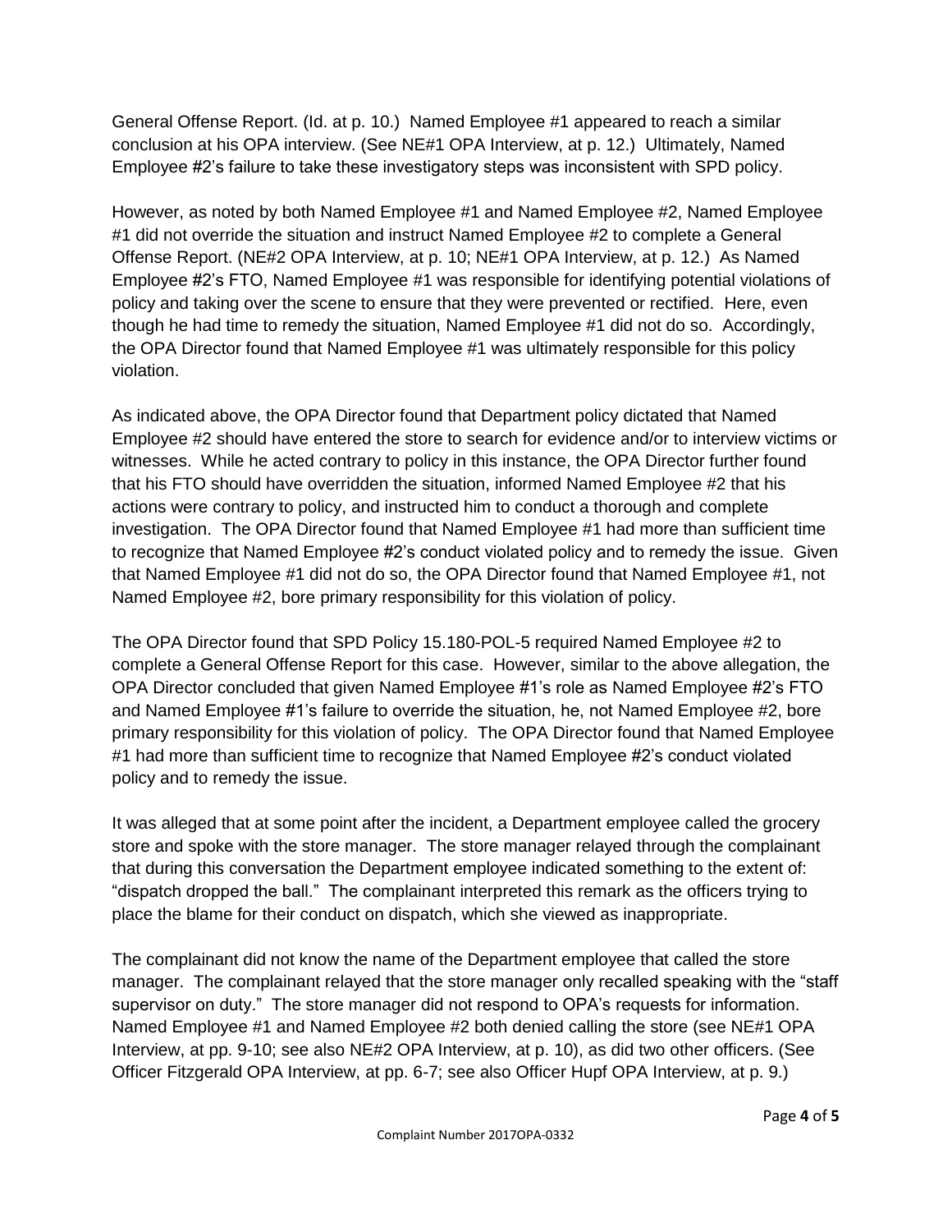General Offense Report. (Id. at p. 10.) Named Employee #1 appeared to reach a similar conclusion at his OPA interview. (See NE#1 OPA Interview, at p. 12.) Ultimately, Named Employee #2's failure to take these investigatory steps was inconsistent with SPD policy.

However, as noted by both Named Employee #1 and Named Employee #2, Named Employee #1 did not override the situation and instruct Named Employee #2 to complete a General Offense Report. (NE#2 OPA Interview, at p. 10; NE#1 OPA Interview, at p. 12.) As Named Employee #2's FTO, Named Employee #1 was responsible for identifying potential violations of policy and taking over the scene to ensure that they were prevented or rectified. Here, even though he had time to remedy the situation, Named Employee #1 did not do so. Accordingly, the OPA Director found that Named Employee #1 was ultimately responsible for this policy violation.

As indicated above, the OPA Director found that Department policy dictated that Named Employee #2 should have entered the store to search for evidence and/or to interview victims or witnesses. While he acted contrary to policy in this instance, the OPA Director further found that his FTO should have overridden the situation, informed Named Employee #2 that his actions were contrary to policy, and instructed him to conduct a thorough and complete investigation. The OPA Director found that Named Employee #1 had more than sufficient time to recognize that Named Employee #2's conduct violated policy and to remedy the issue. Given that Named Employee #1 did not do so, the OPA Director found that Named Employee #1, not Named Employee #2, bore primary responsibility for this violation of policy.

The OPA Director found that SPD Policy 15.180-POL-5 required Named Employee #2 to complete a General Offense Report for this case. However, similar to the above allegation, the OPA Director concluded that given Named Employee #1's role as Named Employee #2's FTO and Named Employee #1's failure to override the situation, he, not Named Employee #2, bore primary responsibility for this violation of policy. The OPA Director found that Named Employee #1 had more than sufficient time to recognize that Named Employee #2's conduct violated policy and to remedy the issue.

It was alleged that at some point after the incident, a Department employee called the grocery store and spoke with the store manager. The store manager relayed through the complainant that during this conversation the Department employee indicated something to the extent of: "dispatch dropped the ball." The complainant interpreted this remark as the officers trying to place the blame for their conduct on dispatch, which she viewed as inappropriate.

The complainant did not know the name of the Department employee that called the store manager. The complainant relayed that the store manager only recalled speaking with the "staff supervisor on duty." The store manager did not respond to OPA's requests for information. Named Employee #1 and Named Employee #2 both denied calling the store (see NE#1 OPA Interview, at pp. 9-10; see also NE#2 OPA Interview, at p. 10), as did two other officers. (See Officer Fitzgerald OPA Interview, at pp. 6-7; see also Officer Hupf OPA Interview, at p. 9.)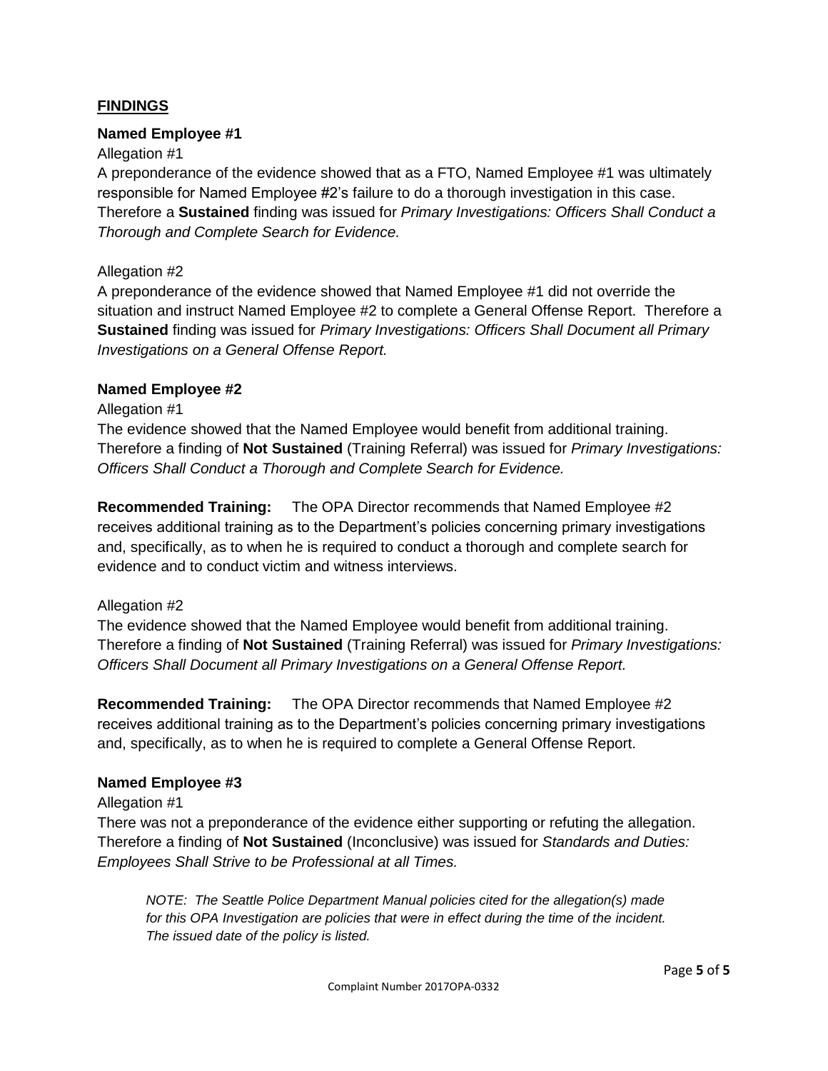## FINDINGS

### Named Employee #1

Allegation #1

A preponderance of the evidence showed that as a FTO, Named Employee #1 was ultimately responsible for Named Employee #2's failure to do a thorough investigation in this case. Therefore a **Sustained** finding was issued for *Primary Investigations: Officers Shall Conduct a Thorough and Complete Search for Evidence.*

Allegation #2

A preponderance of the evidence showed that Named Employee #1 did not override the situation and instruct Named Employee #2 to complete a General Offense Report. Therefore a **Sustained** finding was issued for *Primary Investigations: Officers Shall Document all Primary Investigations on a General Offense Report.*

### Named Employee #2

Allegation #1

The evidence showed that the Named Employee would benefit from additional training. Therefore a finding of **Not Sustained** (Training Referral) was issued for *Primary Investigations: Officers Shall Conduct a Thorough and Complete Search for Evidence.*

**Recommended Training:** The OPA Director recommends that Named Employee #2 receives additional training as to the Department's policies concerning primary investigations and, specifically, as to when he is required to conduct a thorough and complete search for evidence and to conduct victim and witness interviews.

Allegation #2

The evidence showed that the Named Employee would benefit from additional training. Therefore a finding of **Not Sustained** (Training Referral) was issued for *Primary Investigations: Officers Shall Document all Primary Investigations on a General Offense Report.*

**Recommended Training:** The OPA Director recommends that Named Employee #2 receives additional training as to the Department's policies concerning primary investigations and, specifically, as to when he is required to complete a General Offense Report.

### Named Employee #3

Allegation #1

There was not a preponderance of the evidence either supporting or refuting the allegation. Therefore a finding of **Not Sustained** (Inconclusive) was issued for *Standards and Duties: Employees Shall Strive to be Professional at all Times.*

*NOTE: The Seattle Police Department Manual policies cited for the allegation(s) made for this OPA Investigation are policies that were in effect during the time of the incident. The issued date of the policy is listed.*

Complaint Number 2017OPA-0332